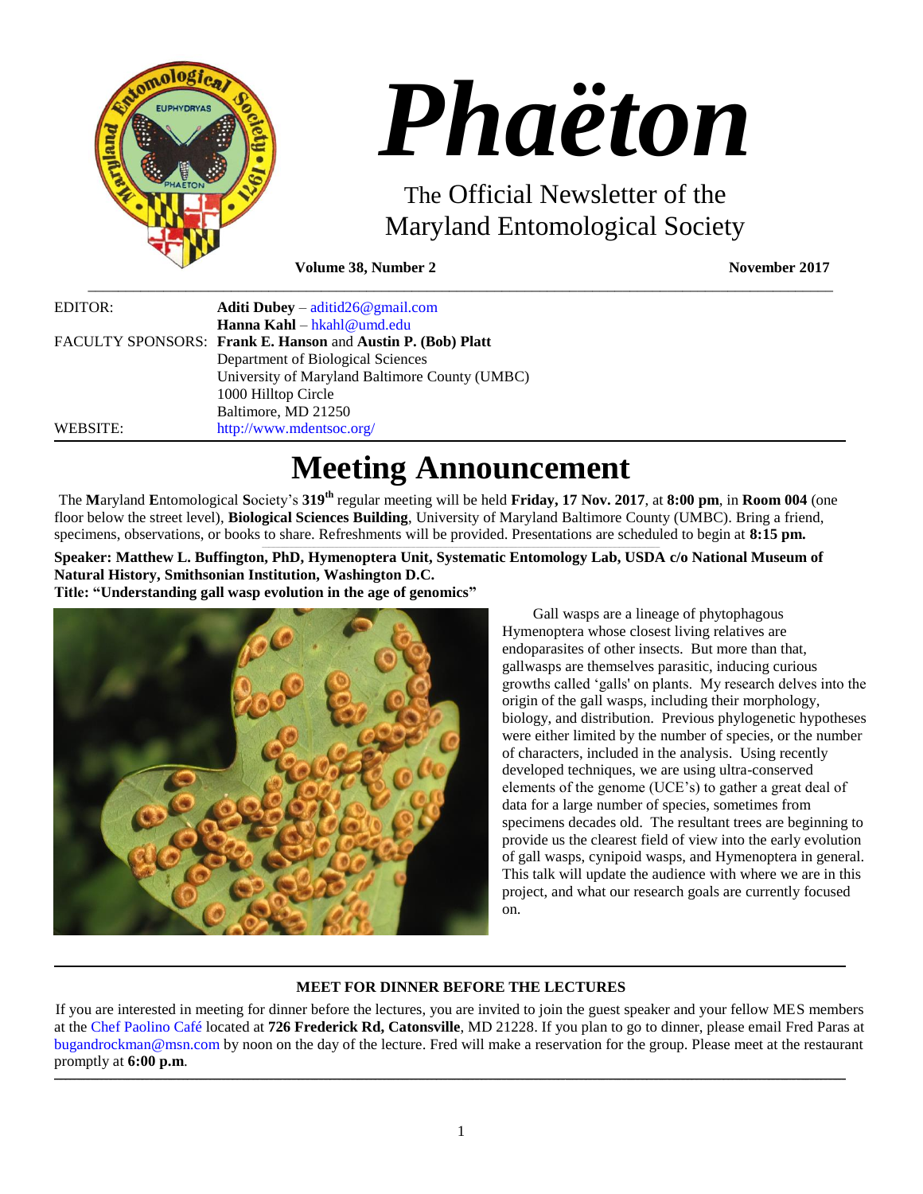# Phaëton

## The Official Newsletter of the Maryland Entomological Society

**Volume 38, Number 2** **November 2017**

EDITOR: **Aditi Dubey** – aditid26@gmail.com
**Hanna Kahl** – hkahl@umd.edu

FACULTY SPONSORS: **Frank E. Hanson** and **Austin P. (Bob) Platt**
Department of Biological Sciences
University of Maryland Baltimore County (UMBC)
1000 Hilltop Circle
Baltimore, MD 21250

WEBSITE: http://www.mdentsoc.org/

# Meeting Announcement

The **M**aryland **E**ntomological **S**ociety's **319th** regular meeting will be held **Friday, 17 Nov. 2017**, at **8:00 pm**, in **Room 004** (one floor below the street level), **Biological Sciences Building**, University of Maryland Baltimore County (UMBC). Bring a friend, specimens, observations, or books to share. Refreshments will be provided. Presentations are scheduled to begin at **8:15 pm.**

**Speaker: Matthew L. Buffington, PhD, Hymenoptera Unit, Systematic Entomology Lab, USDA c/o National Museum of Natural History, Smithsonian Institution, Washington D.C.**
**Title: "Understanding gall wasp evolution in the age of genomics"**

Gall wasps are a lineage of phytophagous Hymenoptera whose closest living relatives are endoparasites of other insects. But more than that, gallwasps are themselves parasitic, inducing curious growths called 'galls' on plants. My research delves into the origin of the gall wasps, including their morphology, biology, and distribution. Previous phylogenetic hypotheses were either limited by the number of species, or the number of characters, included in the analysis. Using recently developed techniques, we are using ultra-conserved elements of the genome (UCE's) to gather a great deal of data for a large number of species, sometimes from specimens decades old. The resultant trees are beginning to provide us the clearest field of view into the early evolution of gall wasps, cynipoid wasps, and Hymenoptera in general. This talk will update the audience with where we are in this project, and what our research goals are currently focused on.

### MEET FOR DINNER BEFORE THE LECTURES

If you are interested in meeting for dinner before the lectures, you are invited to join the guest speaker and your fellow MES members at the Chef Paolino Café located at **726 Frederick Rd, Catonsville**, MD 21228. If you plan to go to dinner, please email Fred Paras at bugandrockman@msn.com by noon on the day of the lecture. Fred will make a reservation for the group. Please meet at the restaurant promptly at **6:00 p.m**.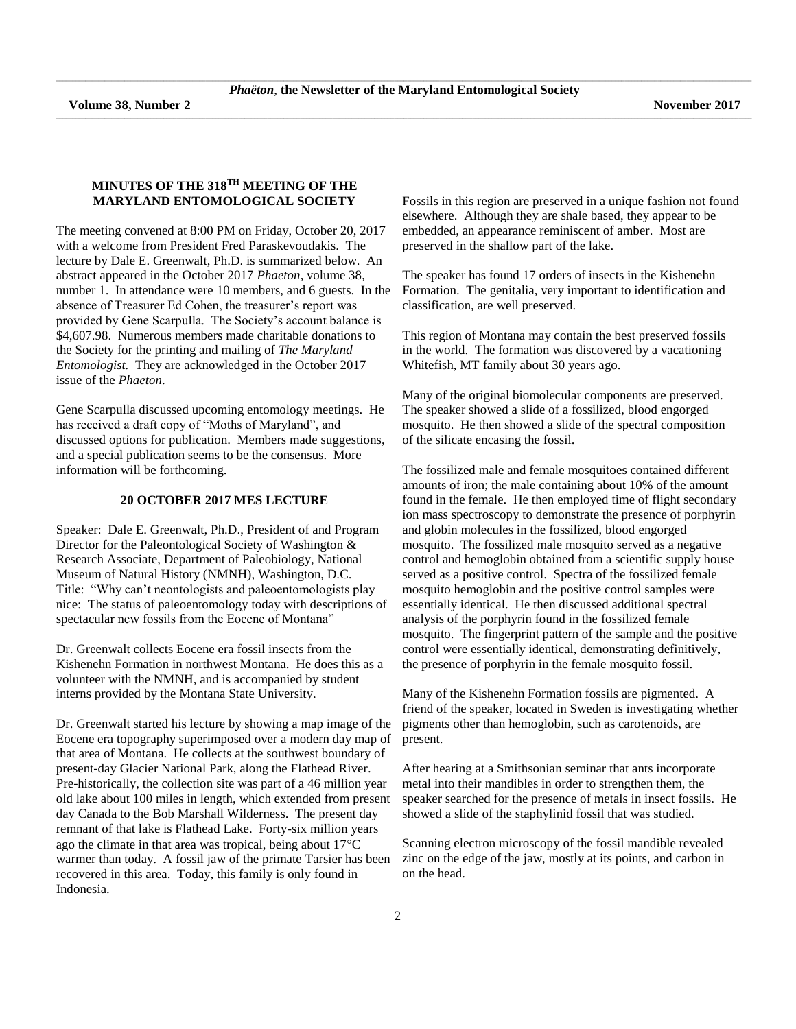## MINUTES OF THE 318TH MEETING OF THE MARYLAND ENTOMOLOGICAL SOCIETY

The meeting convened at 8:00 PM on Friday, October 20, 2017 with a welcome from President Fred Paraskevoudakis. The lecture by Dale E. Greenwalt, Ph.D. is summarized below. An abstract appeared in the October 2017 *Phaeton*, volume 38, number 1. In attendance were 10 members, and 6 guests. In the absence of Treasurer Ed Cohen, the treasurer's report was provided by Gene Scarpulla. The Society's account balance is $4,607.98. Numerous members made charitable donations to the Society for the printing and mailing of *The Maryland Entomologist.* They are acknowledged in the October 2017 issue of the *Phaeton*.

Gene Scarpulla discussed upcoming entomology meetings. He has received a draft copy of "Moths of Maryland", and discussed options for publication. Members made suggestions, and a special publication seems to be the consensus. More information will be forthcoming.

### 20 OCTOBER 2017 MES LECTURE

Speaker: Dale E. Greenwalt, Ph.D., President of and Program Director for the Paleontological Society of Washington & Research Associate, Department of Paleobiology, National Museum of Natural History (NMNH), Washington, D.C.
Title: "Why can't neontologists and paleoentomologists play nice: The status of paleoentomology today with descriptions of spectacular new fossils from the Eocene of Montana"

Dr. Greenwalt collects Eocene era fossil insects from the Kishenehn Formation in northwest Montana. He does this as a volunteer with the NMNH, and is accompanied by student interns provided by the Montana State University.

Dr. Greenwalt started his lecture by showing a map image of the Eocene era topography superimposed over a modern day map of that area of Montana. He collects at the southwest boundary of present-day Glacier National Park, along the Flathead River. Pre-historically, the collection site was part of a 46 million year old lake about 100 miles in length, which extended from present day Canada to the Bob Marshall Wilderness. The present day remnant of that lake is Flathead Lake. Forty-six million years ago the climate in that area was tropical, being about 17°C warmer than today. A fossil jaw of the primate Tarsier has been recovered in this area. Today, this family is only found in Indonesia.

Fossils in this region are preserved in a unique fashion not found elsewhere. Although they are shale based, they appear to be embedded, an appearance reminiscent of amber. Most are preserved in the shallow part of the lake.

The speaker has found 17 orders of insects in the Kishenehn Formation. The genitalia, very important to identification and classification, are well preserved.

This region of Montana may contain the best preserved fossils in the world. The formation was discovered by a vacationing Whitefish, MT family about 30 years ago.

Many of the original biomolecular components are preserved. The speaker showed a slide of a fossilized, blood engorged mosquito. He then showed a slide of the spectral composition of the silicate encasing the fossil.

The fossilized male and female mosquitoes contained different amounts of iron; the male containing about 10% of the amount found in the female. He then employed time of flight secondary ion mass spectroscopy to demonstrate the presence of porphyrin and globin molecules in the fossilized, blood engorged mosquito. The fossilized male mosquito served as a negative control and hemoglobin obtained from a scientific supply house served as a positive control. Spectra of the fossilized female mosquito hemoglobin and the positive control samples were essentially identical. He then discussed additional spectral analysis of the porphyrin found in the fossilized female mosquito. The fingerprint pattern of the sample and the positive control were essentially identical, demonstrating definitively, the presence of porphyrin in the female mosquito fossil.

Many of the Kishenehn Formation fossils are pigmented. A friend of the speaker, located in Sweden is investigating whether pigments other than hemoglobin, such as carotenoids, are present.

After hearing at a Smithsonian seminar that ants incorporate metal into their mandibles in order to strengthen them, the speaker searched for the presence of metals in insect fossils. He showed a slide of the staphylinid fossil that was studied.

Scanning electron microscopy of the fossil mandible revealed zinc on the edge of the jaw, mostly at its points, and carbon in on the head.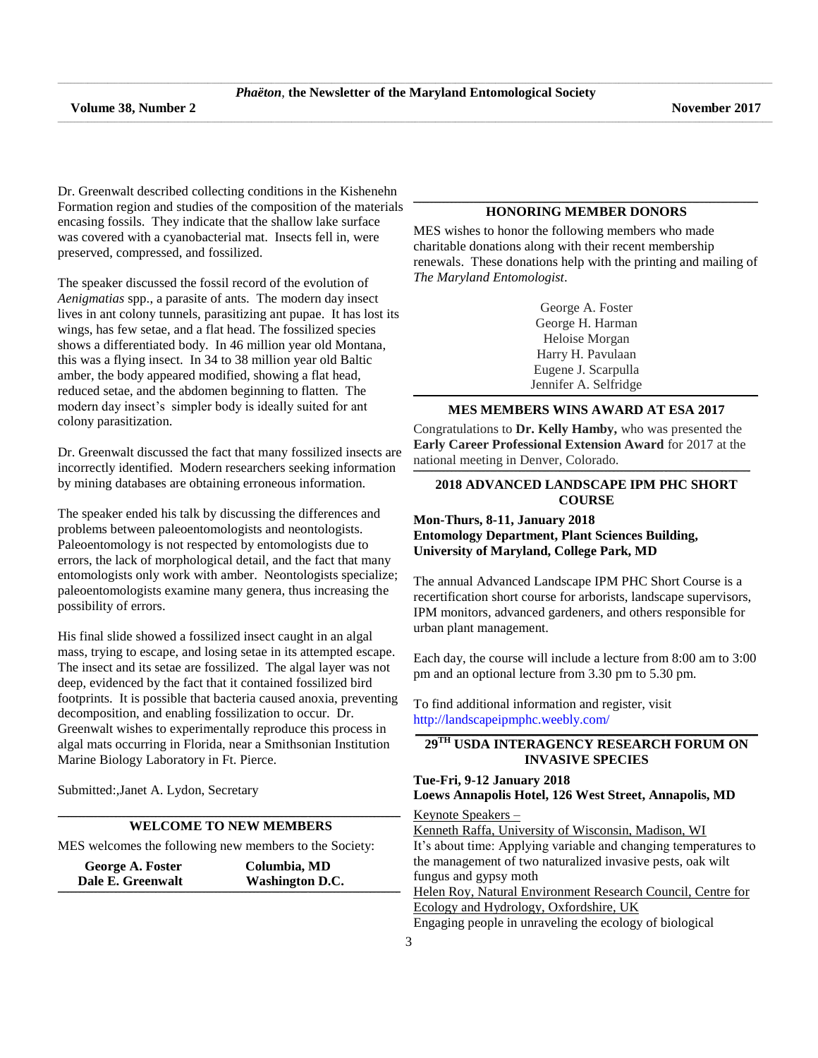Dr. Greenwalt described collecting conditions in the Kishenehn Formation region and studies of the composition of the materials encasing fossils. They indicate that the shallow lake surface was covered with a cyanobacterial mat. Insects fell in, were preserved, compressed, and fossilized.

The speaker discussed the fossil record of the evolution of *Aenigmatias* spp., a parasite of ants. The modern day insect lives in ant colony tunnels, parasitizing ant pupae. It has lost its wings, has few setae, and a flat head. The fossilized species shows a differentiated body. In 46 million year old Montana, this was a flying insect. In 34 to 38 million year old Baltic amber, the body appeared modified, showing a flat head, reduced setae, and the abdomen beginning to flatten. The modern day insect's simpler body is ideally suited for ant colony parasitization.

Dr. Greenwalt discussed the fact that many fossilized insects are incorrectly identified. Modern researchers seeking information by mining databases are obtaining erroneous information.

The speaker ended his talk by discussing the differences and problems between paleoentomologists and neontologists. Paleoentomology is not respected by entomologists due to errors, the lack of morphological detail, and the fact that many entomologists only work with amber. Neontologists specialize; paleoentomologists examine many genera, thus increasing the possibility of errors.

His final slide showed a fossilized insect caught in an algal mass, trying to escape, and losing setae in its attempted escape. The insect and its setae are fossilized. The algal layer was not deep, evidenced by the fact that it contained fossilized bird footprints. It is possible that bacteria caused anoxia, preventing decomposition, and enabling fossilization to occur. Dr. Greenwalt wishes to experimentally reproduce this process in algal mats occurring in Florida, near a Smithsonian Institution Marine Biology Laboratory in Ft. Pierce.

Submitted:,Janet A. Lydon, Secretary

## WELCOME TO NEW MEMBERS

MES welcomes the following new members to the Society:

| | |
|---|---|
| **George A. Foster** | **Columbia, MD** |
| **Dale E. Greenwalt** | **Washington D.C.** |

## HONORING MEMBER DONORS

MES wishes to honor the following members who made charitable donations along with their recent membership renewals. These donations help with the printing and mailing of *The Maryland Entomologist*.

George A. Foster
George H. Harman
Heloise Morgan
Harry H. Pavulaan
Eugene J. Scarpulla
Jennifer A. Selfridge

## MES MEMBERS WINS AWARD AT ESA 2017

Congratulations to **Dr. Kelly Hamby,** who was presented the **Early Career Professional Extension Award** for 2017 at the national meeting in Denver, Colorado.

## 2018 ADVANCED LANDSCAPE IPM PHC SHORT COURSE

**Mon-Thurs, 8-11, January 2018**
**Entomology Department, Plant Sciences Building, University of Maryland, College Park, MD**

The annual Advanced Landscape IPM PHC Short Course is a recertification short course for arborists, landscape supervisors, IPM monitors, advanced gardeners, and others responsible for urban plant management.

Each day, the course will include a lecture from 8:00 am to 3:00 pm and an optional lecture from 3.30 pm to 5.30 pm.

To find additional information and register, visit http://landscapeipmphc.weebly.com/

## 29TH USDA INTERAGENCY RESEARCH FORUM ON INVASIVE SPECIES

**Tue-Fri, 9-12 January 2018**
**Loews Annapolis Hotel, 126 West Street, Annapolis, MD**

Keynote Speakers –

Kenneth Raffa, University of Wisconsin, Madison, WI
It's about time: Applying variable and changing temperatures to the management of two naturalized invasive pests, oak wilt fungus and gypsy moth

Helen Roy, Natural Environment Research Council, Centre for Ecology and Hydrology, Oxfordshire, UK
Engaging people in unraveling the ecology of biological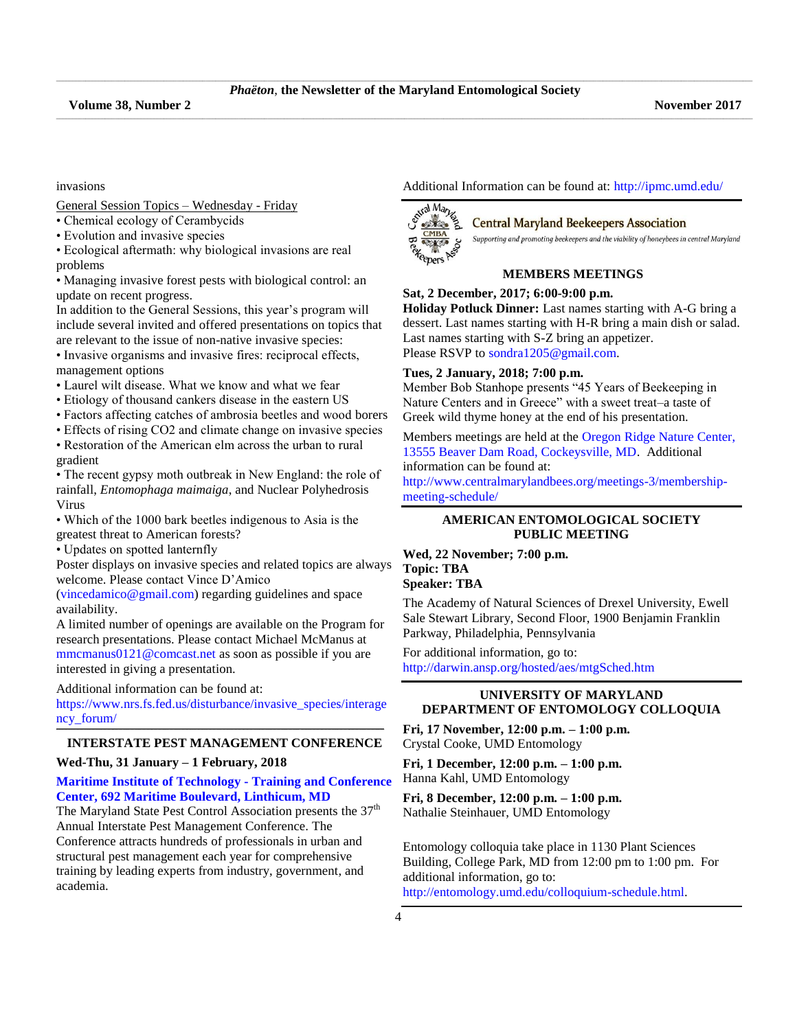invasions

General Session Topics – Wednesday - Friday

- Chemical ecology of Cerambycids
- Evolution and invasive species
- Ecological aftermath: why biological invasions are real problems
- Managing invasive forest pests with biological control: an update on recent progress.

In addition to the General Sessions, this year's program will include several invited and offered presentations on topics that are relevant to the issue of non-native invasive species:

- Invasive organisms and invasive fires: reciprocal effects, management options
- Laurel wilt disease. What we know and what we fear
- Etiology of thousand cankers disease in the eastern US
- Factors affecting catches of ambrosia beetles and wood borers
- Effects of rising CO2 and climate change on invasive species
- Restoration of the American elm across the urban to rural gradient
- The recent gypsy moth outbreak in New England: the role of rainfall, *Entomophaga maimaiga*, and Nuclear Polyhedrosis Virus
- Which of the 1000 bark beetles indigenous to Asia is the greatest threat to American forests?
- Updates on spotted lanternfly

Poster displays on invasive species and related topics are always welcome. Please contact Vince D'Amico (vincedamico@gmail.com) regarding guidelines and space availability.

A limited number of openings are available on the Program for research presentations. Please contact Michael McManus at mmcmanus0121@comcast.net as soon as possible if you are interested in giving a presentation.

Additional information can be found at: https://www.nrs.fs.fed.us/disturbance/invasive_species/interagency_forum/

## INTERSTATE PEST MANAGEMENT CONFERENCE

**Wed-Thu, 31 January – 1 February, 2018**

**Maritime Institute of Technology - Training and Conference Center, 692 Maritime Boulevard, Linthicum, MD**

The Maryland State Pest Control Association presents the 37th Annual Interstate Pest Management Conference. The Conference attracts hundreds of professionals in urban and structural pest management each year for comprehensive training by leading experts from industry, government, and academia.

Additional Information can be found at: http://ipmc.umd.edu/

Central Maryland Beekeepers Association

*Supporting and promoting beekeepers and the viability of honeybees in central Maryland*

## MEMBERS MEETINGS

**Sat, 2 December, 2017; 6:00-9:00 p.m.**

**Holiday Potluck Dinner:** Last names starting with A-G bring a dessert. Last names starting with H-R bring a main dish or salad. Last names starting with S-Z bring an appetizer.
Please RSVP to sondra1205@gmail.com.

**Tues, 2 January, 2018; 7:00 p.m.**

Member Bob Stanhope presents "45 Years of Beekeeping in Nature Centers and in Greece" with a sweet treat–a taste of Greek wild thyme honey at the end of his presentation.

Members meetings are held at the Oregon Ridge Nature Center, 13555 Beaver Dam Road, Cockeysville, MD. Additional information can be found at: http://www.centralmarylandbees.org/meetings-3/membership-meeting-schedule/

## AMERICAN ENTOMOLOGICAL SOCIETY PUBLIC MEETING

**Wed, 22 November; 7:00 p.m.**
**Topic: TBA**
**Speaker: TBA**

The Academy of Natural Sciences of Drexel University, Ewell Sale Stewart Library, Second Floor, 1900 Benjamin Franklin Parkway, Philadelphia, Pennsylvania

For additional information, go to: http://darwin.ansp.org/hosted/aes/mtgSched.htm

## UNIVERSITY OF MARYLAND DEPARTMENT OF ENTOMOLOGY COLLOQUIA

**Fri, 17 November, 12:00 p.m. – 1:00 p.m.**
Crystal Cooke, UMD Entomology

**Fri, 1 December, 12:00 p.m. – 1:00 p.m.**
Hanna Kahl, UMD Entomology

**Fri, 8 December, 12:00 p.m. – 1:00 p.m.**
Nathalie Steinhauer, UMD Entomology

Entomology colloquia take place in 1130 Plant Sciences Building, College Park, MD from 12:00 pm to 1:00 pm. For additional information, go to: http://entomology.umd.edu/colloquium-schedule.html.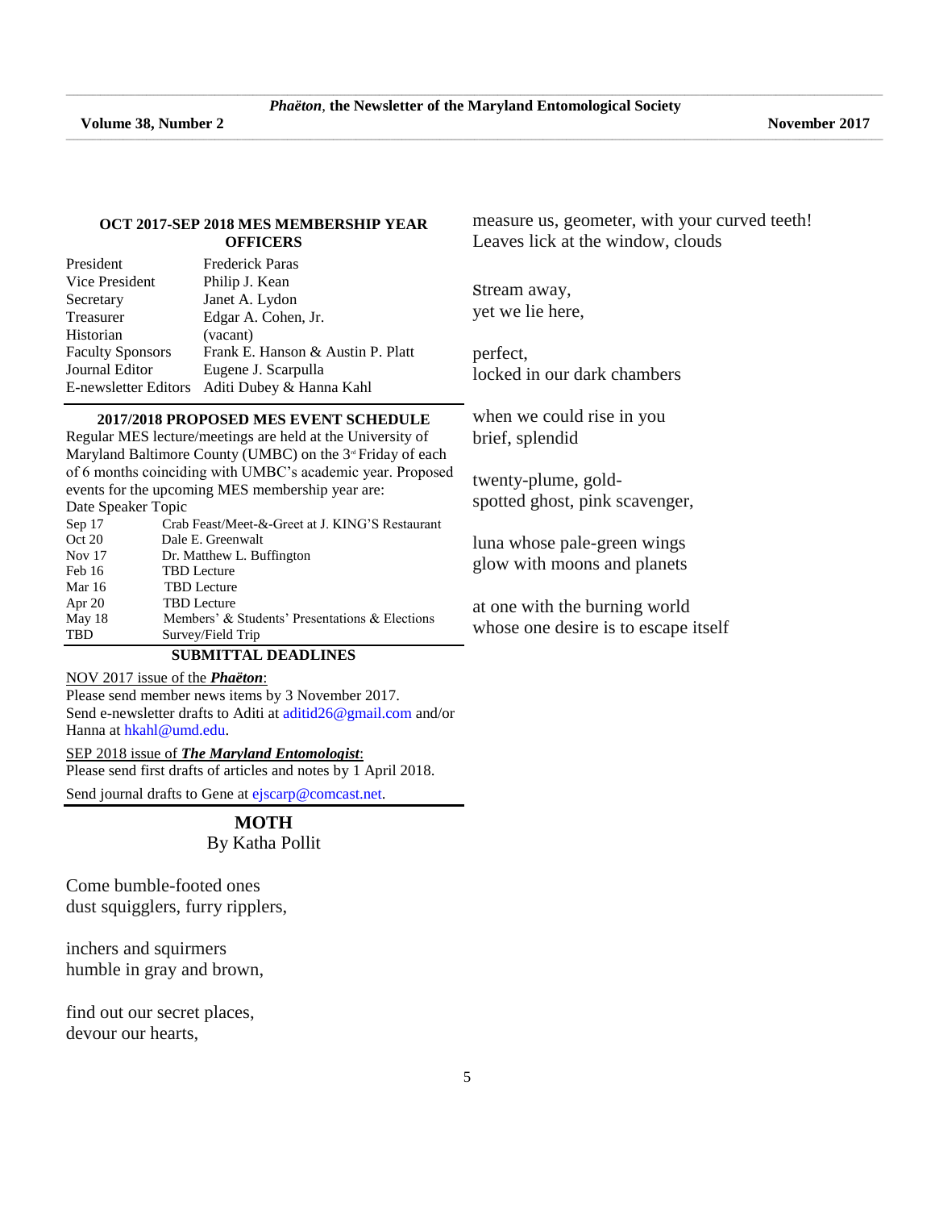### OCT 2017-SEP 2018 MES MEMBERSHIP YEAR OFFICERS

| | |
|---|---|
| President | Frederick Paras |
| Vice President | Philip J. Kean |
| Secretary | Janet A. Lydon |
| Treasurer | Edgar A. Cohen, Jr. |
| Historian | (vacant) |
| Faculty Sponsors | Frank E. Hanson & Austin P. Platt |
| Journal Editor | Eugene J. Scarpulla |
| E-newsletter Editors | Aditi Dubey & Hanna Kahl |

### 2017/2018 PROPOSED MES EVENT SCHEDULE

Regular MES lecture/meetings are held at the University of Maryland Baltimore County (UMBC) on the 3rd Friday of each of 6 months coinciding with UMBC's academic year. Proposed events for the upcoming MES membership year are:

| Date | Speaker Topic |
|---|---|
| Sep 17 | Crab Feast/Meet-&-Greet at J. KING'S Restaurant |
| Oct 20 | Dale E. Greenwalt |
| Nov 17 | Dr. Matthew L. Buffington |
| Feb 16 | TBD Lecture |
| Mar 16 | TBD Lecture |
| Apr 20 | TBD Lecture |
| May 18 | Members' & Students' Presentations & Elections |
| TBD | Survey/Field Trip |

### SUBMITTAL DEADLINES

NOV 2017 issue of the ***Phaëton***:
Please send member news items by 3 November 2017.
Send e-newsletter drafts to Aditi at aditid26@gmail.com and/or Hanna at hkahl@umd.edu.

SEP 2018 issue of ***The Maryland Entomologist***:
Please send first drafts of articles and notes by 1 April 2018.

Send journal drafts to Gene at ejscarp@comcast.net.

## MOTH

By Katha Pollit

Come bumble-footed ones
dust squigglers, furry ripplers,

inchers and squirmers
humble in gray and brown,

find out our secret places,
devour our hearts,

measure us, geometer, with your curved teeth!
Leaves lick at the window, clouds

Stream away,
yet we lie here,

perfect,
locked in our dark chambers

when we could rise in you
brief, splendid

twenty-plume, gold-
spotted ghost, pink scavenger,

luna whose pale-green wings
glow with moons and planets

at one with the burning world
whose one desire is to escape itself